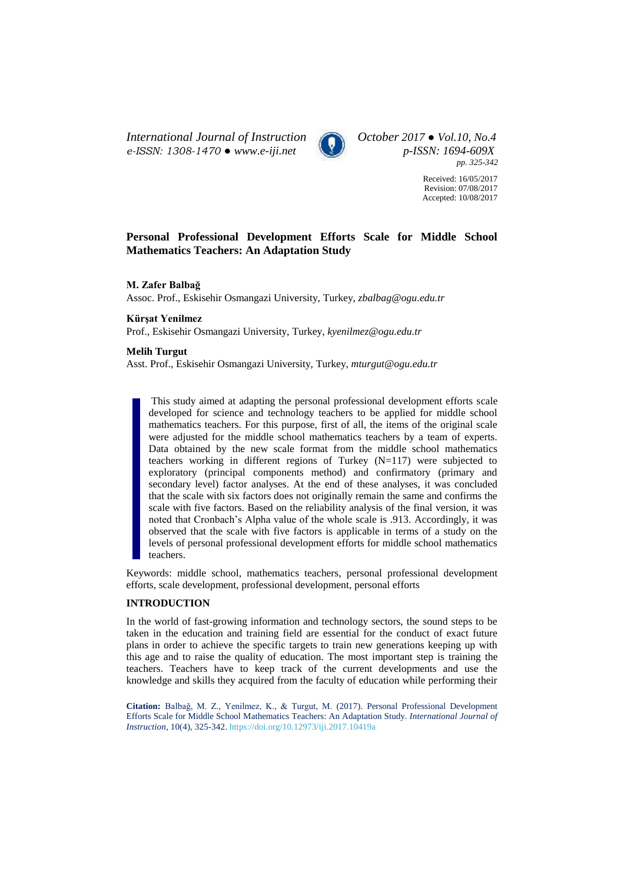Received: 16/05/2017
Revision: 07/08/2017
Accepted: 10/08/2017

# Personal Professional Development Efforts Scale for Middle School Mathematics Teachers: An Adaptation Study

**M. Zafer Balbağ**
Assoc. Prof., Eskisehir Osmangazi University, Turkey, *zbalbag@ogu.edu.tr*

**Kürşat Yenilmez**
Prof., Eskisehir Osmangazi University, Turkey, *kyenilmez@ogu.edu.tr*

**Melih Turgut**
Asst. Prof., Eskisehir Osmangazi University, Turkey, *mturgut@ogu.edu.tr*

This study aimed at adapting the personal professional development efforts scale developed for science and technology teachers to be applied for middle school mathematics teachers. For this purpose, first of all, the items of the original scale were adjusted for the middle school mathematics teachers by a team of experts. Data obtained by the new scale format from the middle school mathematics teachers working in different regions of Turkey (N=117) were subjected to exploratory (principal components method) and confirmatory (primary and secondary level) factor analyses. At the end of these analyses, it was concluded that the scale with six factors does not originally remain the same and confirms the scale with five factors. Based on the reliability analysis of the final version, it was noted that Cronbach's Alpha value of the whole scale is .913. Accordingly, it was observed that the scale with five factors is applicable in terms of a study on the levels of personal professional development efforts for middle school mathematics teachers.

Keywords: middle school, mathematics teachers, personal professional development efforts, scale development, professional development, personal efforts

## INTRODUCTION

In the world of fast-growing information and technology sectors, the sound steps to be taken in the education and training field are essential for the conduct of exact future plans in order to achieve the specific targets to train new generations keeping up with this age and to raise the quality of education. The most important step is training the teachers. Teachers have to keep track of the current developments and use the knowledge and skills they acquired from the faculty of education while performing their

**Citation:** Balbağ, M. Z., Yenilmez, K., & Turgut, M. (2017). Personal Professional Development Efforts Scale for Middle School Mathematics Teachers: An Adaptation Study. *International Journal of Instruction*, 10(4), 325-342. https://doi.org/10.12973/iji.2017.10419a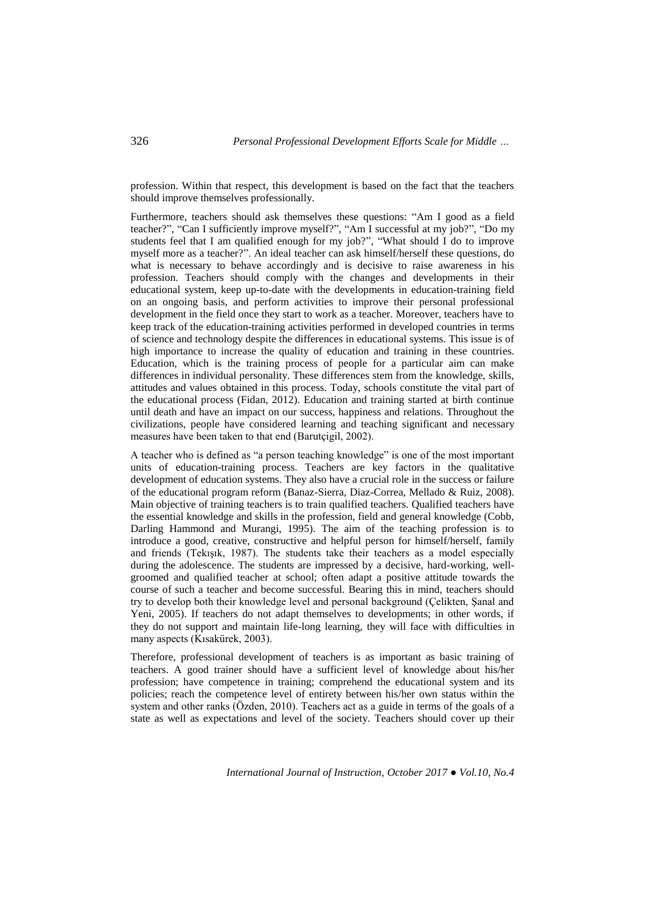profession. Within that respect, this development is based on the fact that the teachers should improve themselves professionally.

Furthermore, teachers should ask themselves these questions: "Am I good as a field teacher?", "Can I sufficiently improve myself?", "Am I successful at my job?", "Do my students feel that I am qualified enough for my job?", "What should I do to improve myself more as a teacher?". An ideal teacher can ask himself/herself these questions, do what is necessary to behave accordingly and is decisive to raise awareness in his profession. Teachers should comply with the changes and developments in their educational system, keep up-to-date with the developments in education-training field on an ongoing basis, and perform activities to improve their personal professional development in the field once they start to work as a teacher. Moreover, teachers have to keep track of the education-training activities performed in developed countries in terms of science and technology despite the differences in educational systems. This issue is of high importance to increase the quality of education and training in these countries. Education, which is the training process of people for a particular aim can make differences in individual personality. These differences stem from the knowledge, skills, attitudes and values obtained in this process. Today, schools constitute the vital part of the educational process (Fidan, 2012). Education and training started at birth continue until death and have an impact on our success, happiness and relations. Throughout the civilizations, people have considered learning and teaching significant and necessary measures have been taken to that end (Barutçigil, 2002).

A teacher who is defined as "a person teaching knowledge" is one of the most important units of education-training process. Teachers are key factors in the qualitative development of education systems. They also have a crucial role in the success or failure of the educational program reform (Banaz-Sierra, Diaz-Correa, Mellado & Ruiz, 2008). Main objective of training teachers is to train qualified teachers. Qualified teachers have the essential knowledge and skills in the profession, field and general knowledge (Cobb, Darling Hammond and Murangi, 1995). The aim of the teaching profession is to introduce a good, creative, constructive and helpful person for himself/herself, family and friends (Tekışık, 1987). The students take their teachers as a model especially during the adolescence. The students are impressed by a decisive, hard-working, well-groomed and qualified teacher at school; often adapt a positive attitude towards the course of such a teacher and become successful. Bearing this in mind, teachers should try to develop both their knowledge level and personal background (Çelikten, Şanal and Yeni, 2005). If teachers do not adapt themselves to developments; in other words, if they do not support and maintain life-long learning, they will face with difficulties in many aspects (Kısakürek, 2003).

Therefore, professional development of teachers is as important as basic training of teachers. A good trainer should have a sufficient level of knowledge about his/her profession; have competence in training; comprehend the educational system and its policies; reach the competence level of entirety between his/her own status within the system and other ranks (Özden, 2010). Teachers act as a guide in terms of the goals of a state as well as expectations and level of the society. Teachers should cover up their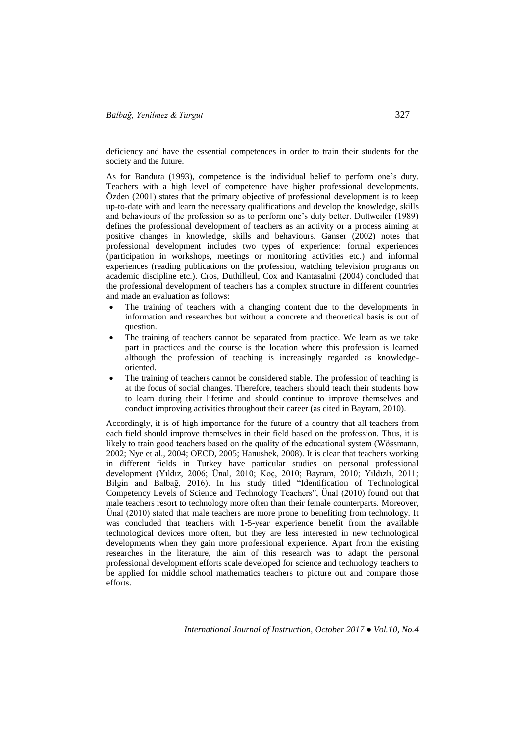deficiency and have the essential competences in order to train their students for the society and the future.

As for Bandura (1993), competence is the individual belief to perform one's duty. Teachers with a high level of competence have higher professional developments. Özden (2001) states that the primary objective of professional development is to keep up-to-date with and learn the necessary qualifications and develop the knowledge, skills and behaviours of the profession so as to perform one's duty better. Duttweiler (1989) defines the professional development of teachers as an activity or a process aiming at positive changes in knowledge, skills and behaviours. Ganser (2002) notes that professional development includes two types of experience: formal experiences (participation in workshops, meetings or monitoring activities etc.) and informal experiences (reading publications on the profession, watching television programs on academic discipline etc.). Cros, Duthilleul, Cox and Kantasalmi (2004) concluded that the professional development of teachers has a complex structure in different countries and made an evaluation as follows:

- The training of teachers with a changing content due to the developments in information and researches but without a concrete and theoretical basis is out of question.
- The training of teachers cannot be separated from practice. We learn as we take part in practices and the course is the location where this profession is learned although the profession of teaching is increasingly regarded as knowledge-oriented.
- The training of teachers cannot be considered stable. The profession of teaching is at the focus of social changes. Therefore, teachers should teach their students how to learn during their lifetime and should continue to improve themselves and conduct improving activities throughout their career (as cited in Bayram, 2010).

Accordingly, it is of high importance for the future of a country that all teachers from each field should improve themselves in their field based on the profession. Thus, it is likely to train good teachers based on the quality of the educational system (Wössmann, 2002; Nye et al., 2004; OECD, 2005; Hanushek, 2008). It is clear that teachers working in different fields in Turkey have particular studies on personal professional development (Yıldız, 2006; Ünal, 2010; Koç, 2010; Bayram, 2010; Yıldızlı, 2011; Bilgin and Balbağ, 2016). In his study titled "Identification of Technological Competency Levels of Science and Technology Teachers", Ünal (2010) found out that male teachers resort to technology more often than their female counterparts. Moreover, Ünal (2010) stated that male teachers are more prone to benefiting from technology. It was concluded that teachers with 1-5-year experience benefit from the available technological devices more often, but they are less interested in new technological developments when they gain more professional experience. Apart from the existing researches in the literature, the aim of this research was to adapt the personal professional development efforts scale developed for science and technology teachers to be applied for middle school mathematics teachers to picture out and compare those efforts.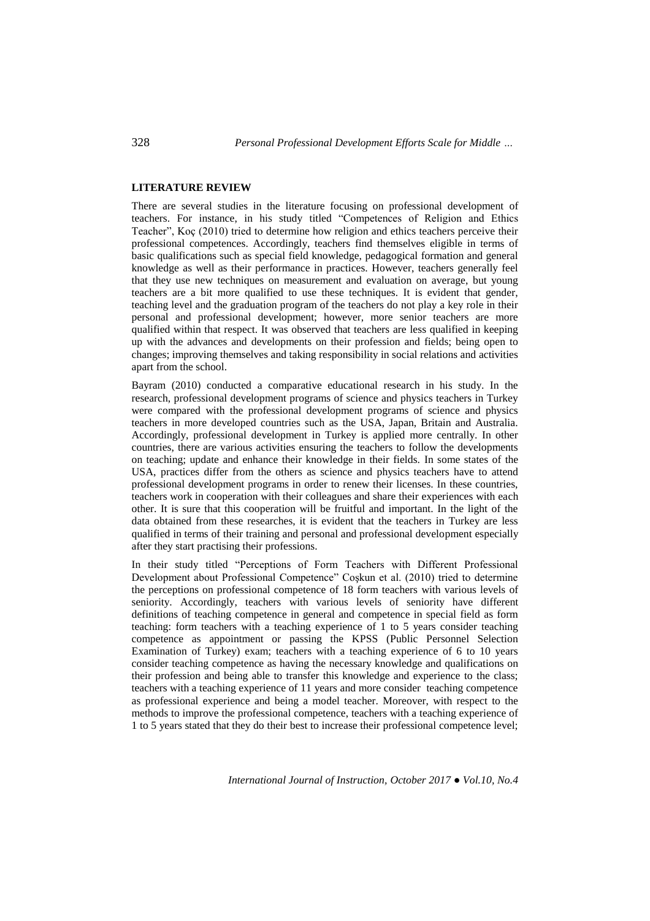## LITERATURE REVIEW

There are several studies in the literature focusing on professional development of teachers. For instance, in his study titled "Competences of Religion and Ethics Teacher", Koç (2010) tried to determine how religion and ethics teachers perceive their professional competences. Accordingly, teachers find themselves eligible in terms of basic qualifications such as special field knowledge, pedagogical formation and general knowledge as well as their performance in practices. However, teachers generally feel that they use new techniques on measurement and evaluation on average, but young teachers are a bit more qualified to use these techniques. It is evident that gender, teaching level and the graduation program of the teachers do not play a key role in their personal and professional development; however, more senior teachers are more qualified within that respect. It was observed that teachers are less qualified in keeping up with the advances and developments on their profession and fields; being open to changes; improving themselves and taking responsibility in social relations and activities apart from the school.

Bayram (2010) conducted a comparative educational research in his study. In the research, professional development programs of science and physics teachers in Turkey were compared with the professional development programs of science and physics teachers in more developed countries such as the USA, Japan, Britain and Australia. Accordingly, professional development in Turkey is applied more centrally. In other countries, there are various activities ensuring the teachers to follow the developments on teaching; update and enhance their knowledge in their fields. In some states of the USA, practices differ from the others as science and physics teachers have to attend professional development programs in order to renew their licenses. In these countries, teachers work in cooperation with their colleagues and share their experiences with each other. It is sure that this cooperation will be fruitful and important. In the light of the data obtained from these researches, it is evident that the teachers in Turkey are less qualified in terms of their training and personal and professional development especially after they start practising their professions.

In their study titled "Perceptions of Form Teachers with Different Professional Development about Professional Competence" Coşkun et al. (2010) tried to determine the perceptions on professional competence of 18 form teachers with various levels of seniority. Accordingly, teachers with various levels of seniority have different definitions of teaching competence in general and competence in special field as form teaching: form teachers with a teaching experience of 1 to 5 years consider teaching competence as appointment or passing the KPSS (Public Personnel Selection Examination of Turkey) exam; teachers with a teaching experience of 6 to 10 years consider teaching competence as having the necessary knowledge and qualifications on their profession and being able to transfer this knowledge and experience to the class; teachers with a teaching experience of 11 years and more consider teaching competence as professional experience and being a model teacher. Moreover, with respect to the methods to improve the professional competence, teachers with a teaching experience of 1 to 5 years stated that they do their best to increase their professional competence level;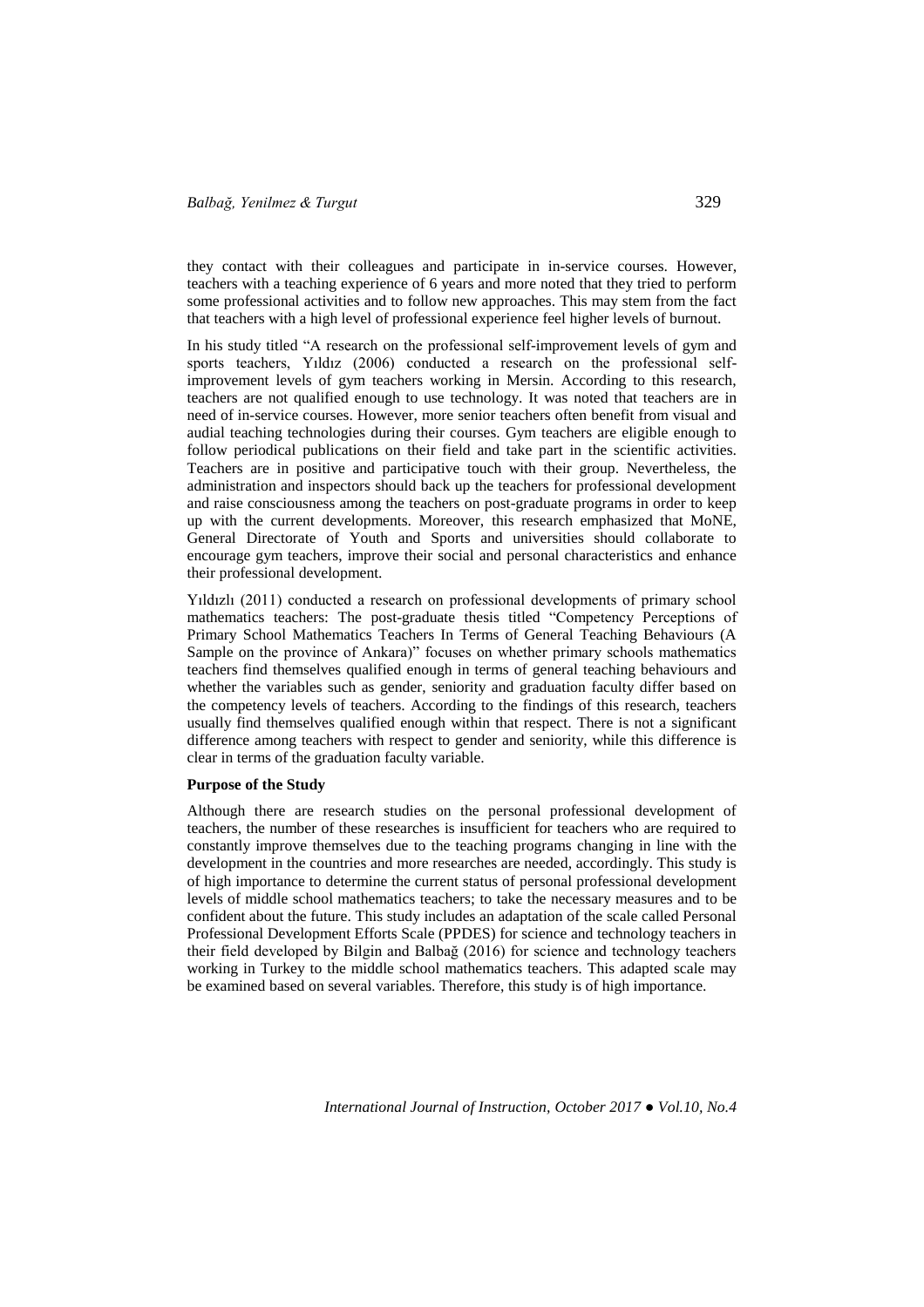they contact with their colleagues and participate in in-service courses. However, teachers with a teaching experience of 6 years and more noted that they tried to perform some professional activities and to follow new approaches. This may stem from the fact that teachers with a high level of professional experience feel higher levels of burnout.

In his study titled "A research on the professional self-improvement levels of gym and sports teachers, Yıldız (2006) conducted a research on the professional self-improvement levels of gym teachers working in Mersin. According to this research, teachers are not qualified enough to use technology. It was noted that teachers are in need of in-service courses. However, more senior teachers often benefit from visual and audial teaching technologies during their courses. Gym teachers are eligible enough to follow periodical publications on their field and take part in the scientific activities. Teachers are in positive and participative touch with their group. Nevertheless, the administration and inspectors should back up the teachers for professional development and raise consciousness among the teachers on post-graduate programs in order to keep up with the current developments. Moreover, this research emphasized that MoNE, General Directorate of Youth and Sports and universities should collaborate to encourage gym teachers, improve their social and personal characteristics and enhance their professional development.

Yıldızlı (2011) conducted a research on professional developments of primary school mathematics teachers: The post-graduate thesis titled "Competency Perceptions of Primary School Mathematics Teachers In Terms of General Teaching Behaviours (A Sample on the province of Ankara)" focuses on whether primary schools mathematics teachers find themselves qualified enough in terms of general teaching behaviours and whether the variables such as gender, seniority and graduation faculty differ based on the competency levels of teachers. According to the findings of this research, teachers usually find themselves qualified enough within that respect. There is not a significant difference among teachers with respect to gender and seniority, while this difference is clear in terms of the graduation faculty variable.

**Purpose of the Study**

Although there are research studies on the personal professional development of teachers, the number of these researches is insufficient for teachers who are required to constantly improve themselves due to the teaching programs changing in line with the development in the countries and more researches are needed, accordingly. This study is of high importance to determine the current status of personal professional development levels of middle school mathematics teachers; to take the necessary measures and to be confident about the future. This study includes an adaptation of the scale called Personal Professional Development Efforts Scale (PPDES) for science and technology teachers in their field developed by Bilgin and Balbağ (2016) for science and technology teachers working in Turkey to the middle school mathematics teachers. This adapted scale may be examined based on several variables. Therefore, this study is of high importance.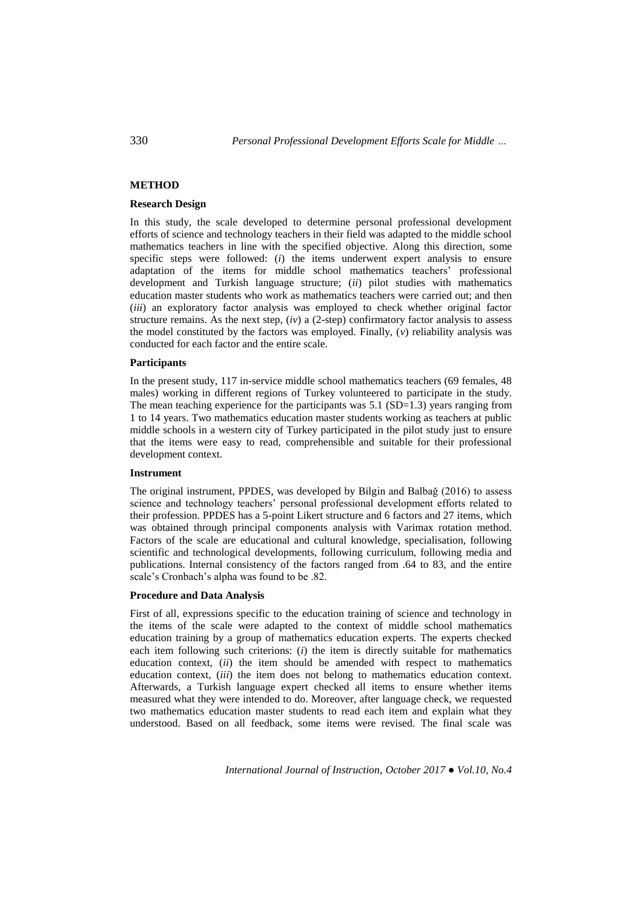## METHOD

### Research Design

In this study, the scale developed to determine personal professional development efforts of science and technology teachers in their field was adapted to the middle school mathematics teachers in line with the specified objective. Along this direction, some specific steps were followed: (*i*) the items underwent expert analysis to ensure adaptation of the items for middle school mathematics teachers' professional development and Turkish language structure; (*ii*) pilot studies with mathematics education master students who work as mathematics teachers were carried out; and then (*iii*) an exploratory factor analysis was employed to check whether original factor structure remains. As the next step, (*iv*) a (2-step) confirmatory factor analysis to assess the model constituted by the factors was employed. Finally, (*v*) reliability analysis was conducted for each factor and the entire scale.

### Participants

In the present study, 117 in-service middle school mathematics teachers (69 females, 48 males) working in different regions of Turkey volunteered to participate in the study. The mean teaching experience for the participants was 5.1 (SD=1.3) years ranging from 1 to 14 years. Two mathematics education master students working as teachers at public middle schools in a western city of Turkey participated in the pilot study just to ensure that the items were easy to read, comprehensible and suitable for their professional development context.

### Instrument

The original instrument, PPDES, was developed by Bilgin and Balbağ (2016) to assess science and technology teachers' personal professional development efforts related to their profession. PPDES has a 5-point Likert structure and 6 factors and 27 items, which was obtained through principal components analysis with Varimax rotation method. Factors of the scale are educational and cultural knowledge, specialisation, following scientific and technological developments, following curriculum, following media and publications. Internal consistency of the factors ranged from .64 to 83, and the entire scale's Cronbach's alpha was found to be .82.

### Procedure and Data Analysis

First of all, expressions specific to the education training of science and technology in the items of the scale were adapted to the context of middle school mathematics education training by a group of mathematics education experts. The experts checked each item following such criterions: (*i*) the item is directly suitable for mathematics education context, (*ii*) the item should be amended with respect to mathematics education context, (*iii*) the item does not belong to mathematics education context. Afterwards, a Turkish language expert checked all items to ensure whether items measured what they were intended to do. Moreover, after language check, we requested two mathematics education master students to read each item and explain what they understood. Based on all feedback, some items were revised. The final scale was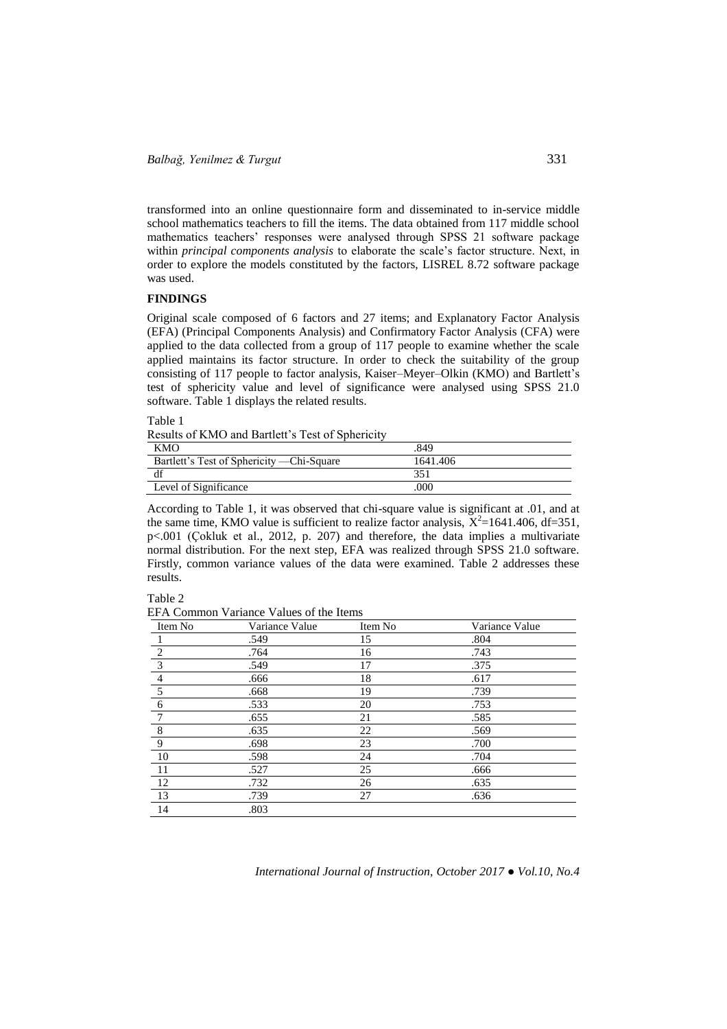transformed into an online questionnaire form and disseminated to in-service middle school mathematics teachers to fill the items. The data obtained from 117 middle school mathematics teachers' responses were analysed through SPSS 21 software package within *principal components analysis* to elaborate the scale's factor structure. Next, in order to explore the models constituted by the factors, LISREL 8.72 software package was used.

## FINDINGS

Original scale composed of 6 factors and 27 items; and Explanatory Factor Analysis (EFA) (Principal Components Analysis) and Confirmatory Factor Analysis (CFA) were applied to the data collected from a group of 117 people to examine whether the scale applied maintains its factor structure. In order to check the suitability of the group consisting of 117 people to factor analysis, Kaiser–Meyer–Olkin (KMO) and Bartlett's test of sphericity value and level of significance were analysed using SPSS 21.0 software. Table 1 displays the related results.

Table 1
Results of KMO and Bartlett's Test of Sphericity

| | |
|---|---|
| KMO | .849 |
| Bartlett's Test of Sphericity —Chi-Square | 1641.406 |
| df | 351 |
| Level of Significance | .000 |

According to Table 1, it was observed that chi-square value is significant at .01, and at the same time, KMO value is sufficient to realize factor analysis, $X^2$=1641.406, df=351, p<.001 (Çokluk et al., 2012, p. 207) and therefore, the data implies a multivariate normal distribution. For the next step, EFA was realized through SPSS 21.0 software. Firstly, common variance values of the data were examined. Table 2 addresses these results.

Table 2
EFA Common Variance Values of the Items

| Item No | Variance Value | Item No | Variance Value |
|---|---|---|---|
| 1 | .549 | 15 | .804 |
| 2 | .764 | 16 | .743 |
| 3 | .549 | 17 | .375 |
| 4 | .666 | 18 | .617 |
| 5 | .668 | 19 | .739 |
| 6 | .533 | 20 | .753 |
| 7 | .655 | 21 | .585 |
| 8 | .635 | 22 | .569 |
| 9 | .698 | 23 | .700 |
| 10 | .598 | 24 | .704 |
| 11 | .527 | 25 | .666 |
| 12 | .732 | 26 | .635 |
| 13 | .739 | 27 | .636 |
| 14 | .803 | | |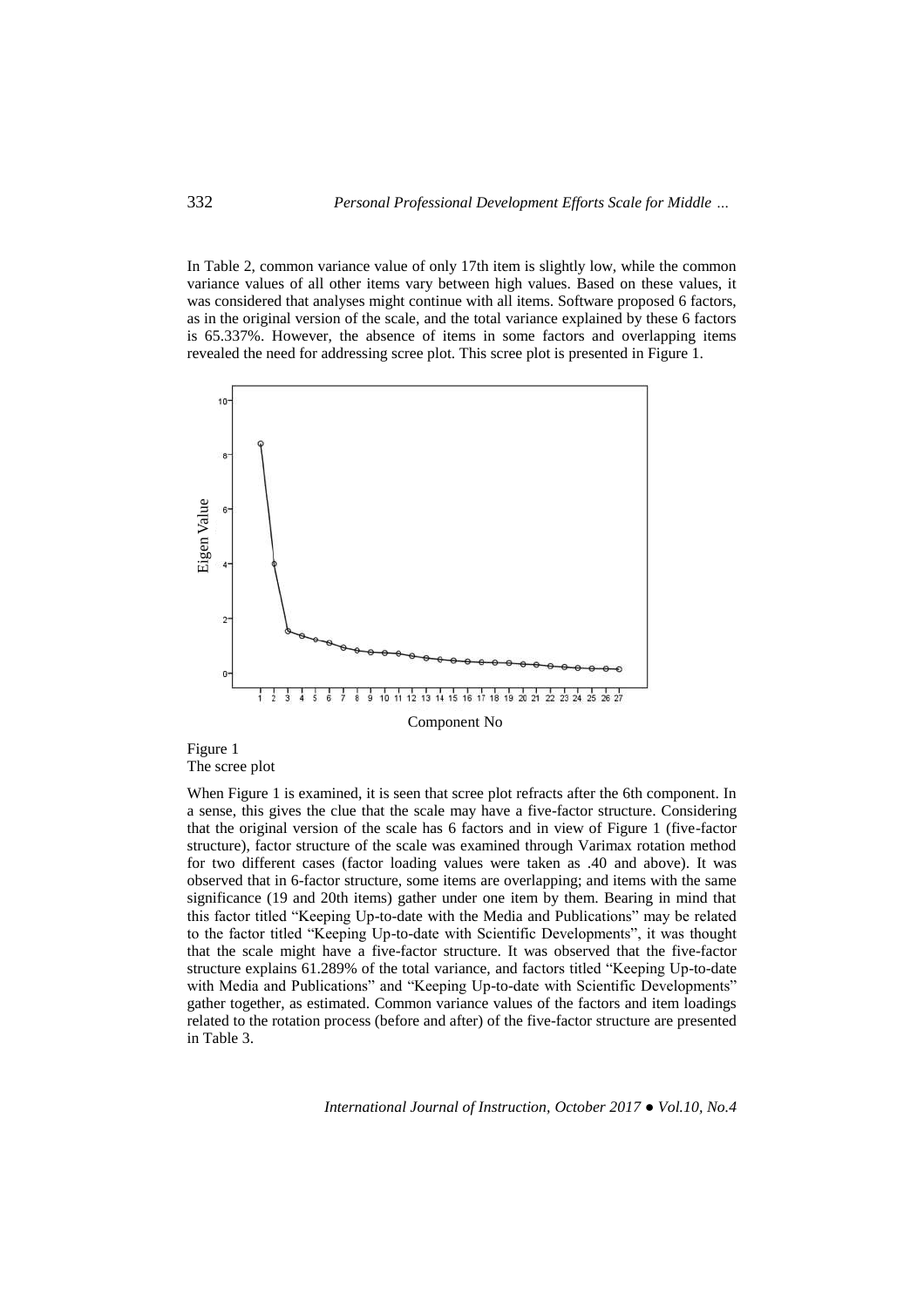In Table 2, common variance value of only 17th item is slightly low, while the common variance values of all other items vary between high values. Based on these values, it was considered that analyses might continue with all items. Software proposed 6 factors, as in the original version of the scale, and the total variance explained by these 6 factors is 65.337%. However, the absence of items in some factors and overlapping items revealed the need for addressing scree plot. This scree plot is presented in Figure 1.

Figure 1
The scree plot

When Figure 1 is examined, it is seen that scree plot refracts after the 6th component. In a sense, this gives the clue that the scale may have a five-factor structure. Considering that the original version of the scale has 6 factors and in view of Figure 1 (five-factor structure), factor structure of the scale was examined through Varimax rotation method for two different cases (factor loading values were taken as .40 and above). It was observed that in 6-factor structure, some items are overlapping; and items with the same significance (19 and 20th items) gather under one item by them. Bearing in mind that this factor titled "Keeping Up-to-date with the Media and Publications" may be related to the factor titled "Keeping Up-to-date with Scientific Developments", it was thought that the scale might have a five-factor structure. It was observed that the five-factor structure explains 61.289% of the total variance, and factors titled "Keeping Up-to-date with Media and Publications" and "Keeping Up-to-date with Scientific Developments" gather together, as estimated. Common variance values of the factors and item loadings related to the rotation process (before and after) of the five-factor structure are presented in Table 3.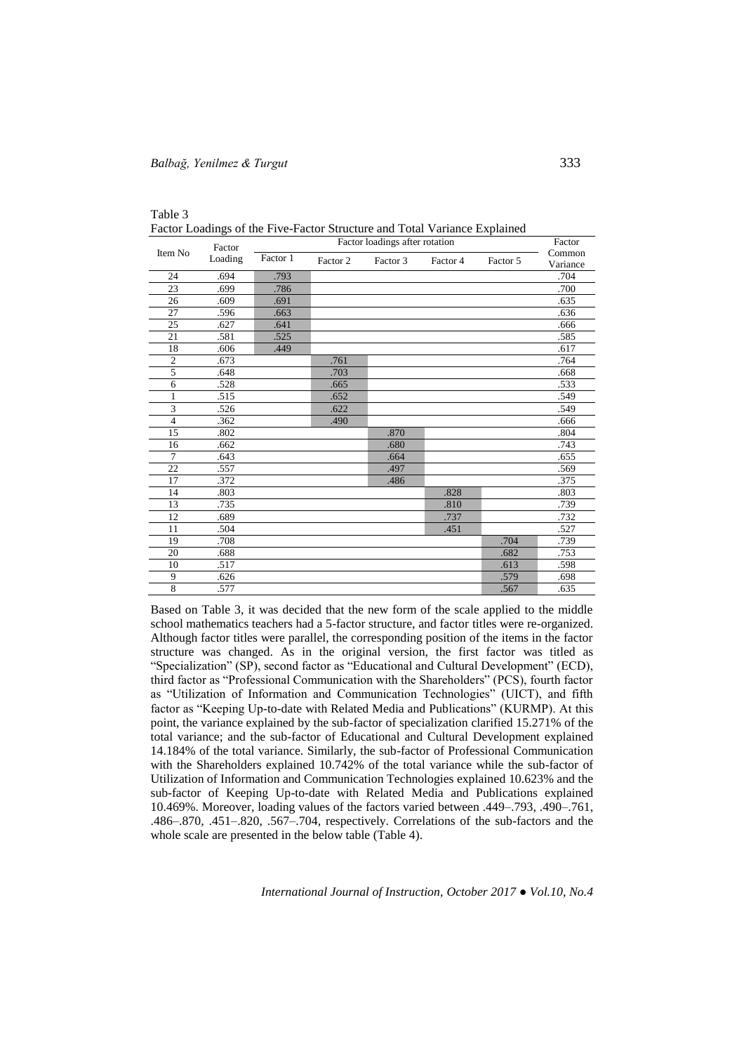Table 3
Factor Loadings of the Five-Factor Structure and Total Variance Explained

| Item No | Factor Loading | Factor loadings after rotation | | | | | Factor Common Variance |
|---|---|---|---|---|---|---|---|
| | | Factor 1 | Factor 2 | Factor 3 | Factor 4 | Factor 5 | |
| 24 | .694 | .793 | | | | | .704 |
| 23 | .699 | .786 | | | | | .700 |
| 26 | .609 | .691 | | | | | .635 |
| 27 | .596 | .663 | | | | | .636 |
| 25 | .627 | .641 | | | | | .666 |
| 21 | .581 | .525 | | | | | .585 |
| 18 | .606 | .449 | | | | | .617 |
| 2 | .673 | | .761 | | | | .764 |
| 5 | .648 | | .703 | | | | .668 |
| 6 | .528 | | .665 | | | | .533 |
| 1 | .515 | | .652 | | | | .549 |
| 3 | .526 | | .622 | | | | .549 |
| 4 | .362 | | .490 | | | | .666 |
| 15 | .802 | | | .870 | | | .804 |
| 16 | .662 | | | .680 | | | .743 |
| 7 | .643 | | | .664 | | | .655 |
| 22 | .557 | | | .497 | | | .569 |
| 17 | .372 | | | .486 | | | .375 |
| 14 | .803 | | | | .828 | | .803 |
| 13 | .735 | | | | .810 | | .739 |
| 12 | .689 | | | | .737 | | .732 |
| 11 | .504 | | | | .451 | | .527 |
| 19 | .708 | | | | | .704 | .739 |
| 20 | .688 | | | | | .682 | .753 |
| 10 | .517 | | | | | .613 | .598 |
| 9 | .626 | | | | | .579 | .698 |
| 8 | .577 | | | | | .567 | .635 |

Based on Table 3, it was decided that the new form of the scale applied to the middle school mathematics teachers had a 5-factor structure, and factor titles were re-organized. Although factor titles were parallel, the corresponding position of the items in the factor structure was changed. As in the original version, the first factor was titled as "Specialization" (SP), second factor as "Educational and Cultural Development" (ECD), third factor as "Professional Communication with the Shareholders" (PCS), fourth factor as "Utilization of Information and Communication Technologies" (UICT), and fifth factor as "Keeping Up-to-date with Related Media and Publications" (KURMP). At this point, the variance explained by the sub-factor of specialization clarified 15.271% of the total variance; and the sub-factor of Educational and Cultural Development explained 14.184% of the total variance. Similarly, the sub-factor of Professional Communication with the Shareholders explained 10.742% of the total variance while the sub-factor of Utilization of Information and Communication Technologies explained 10.623% and the sub-factor of Keeping Up-to-date with Related Media and Publications explained 10.469%. Moreover, loading values of the factors varied between .449–.793, .490–.761, .486–.870, .451–.820, .567–.704, respectively. Correlations of the sub-factors and the whole scale are presented in the below table (Table 4).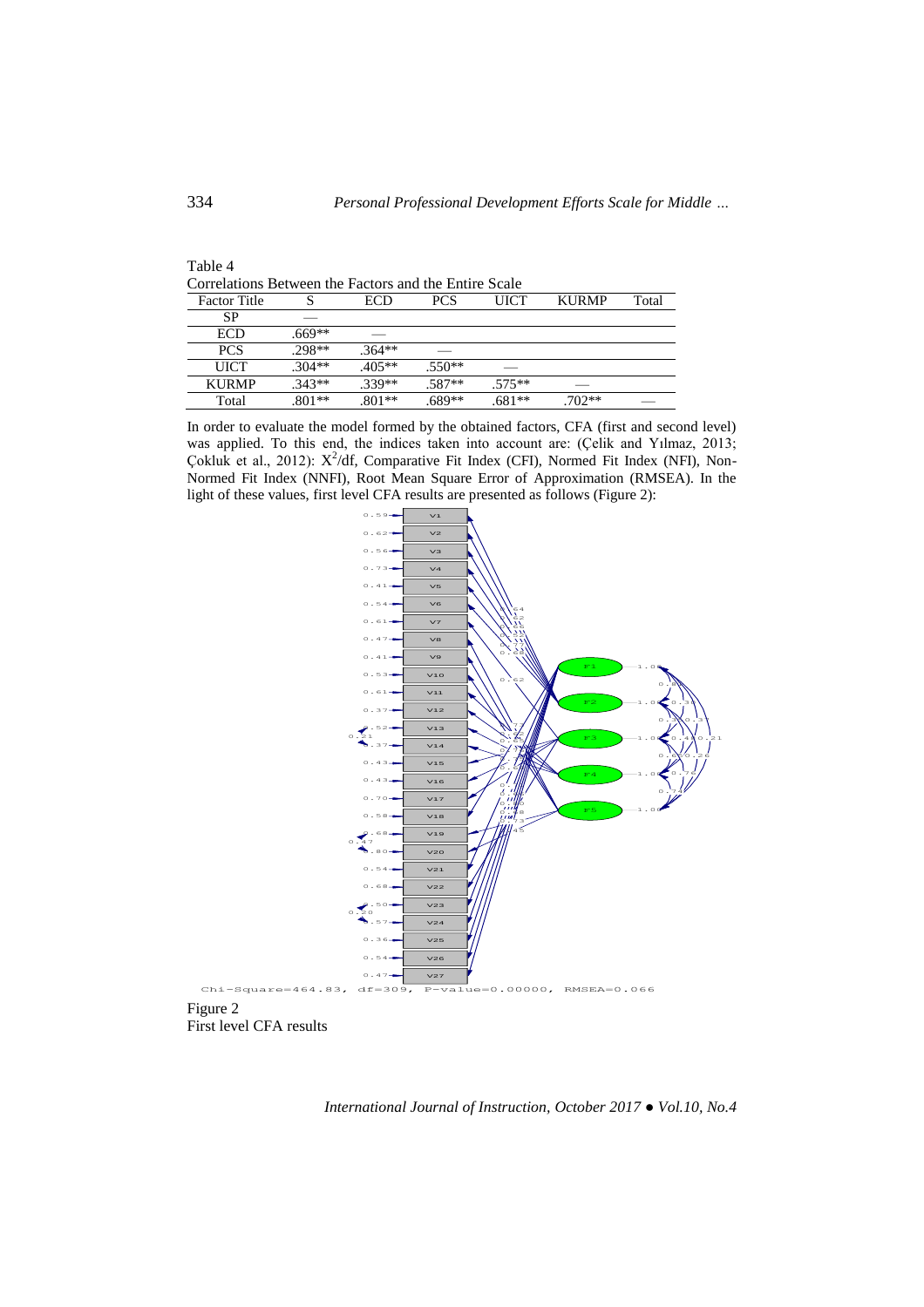Table 4
Correlations Between the Factors and the Entire Scale

| Factor Title | S | ECD | PCS | UICT | KURMP | Total |
|---|---|---|---|---|---|---|
| SP | — | | | | | |
| ECD | .669** | — | | | | |
| PCS | .298** | .364** | — | | | |
| UICT | .304** | .405** | .550** | — | | |
| KURMP | .343** | .339** | .587** | .575** | — | |
| Total | .801** | .801** | .689** | .681** | .702** | — |

In order to evaluate the model formed by the obtained factors, CFA (first and second level) was applied. To this end, the indices taken into account are: (Çelik and Yılmaz, 2013; Çokluk et al., 2012): $X^2$/df, Comparative Fit Index (CFI), Normed Fit Index (NFI), Non-Normed Fit Index (NNFI), Root Mean Square Error of Approximation (RMSEA). In the light of these values, first level CFA results are presented as follows (Figure 2):

Chi-Square=464.83, df=309, P-value=0.00000, RMSEA=0.066

Figure 2
First level CFA results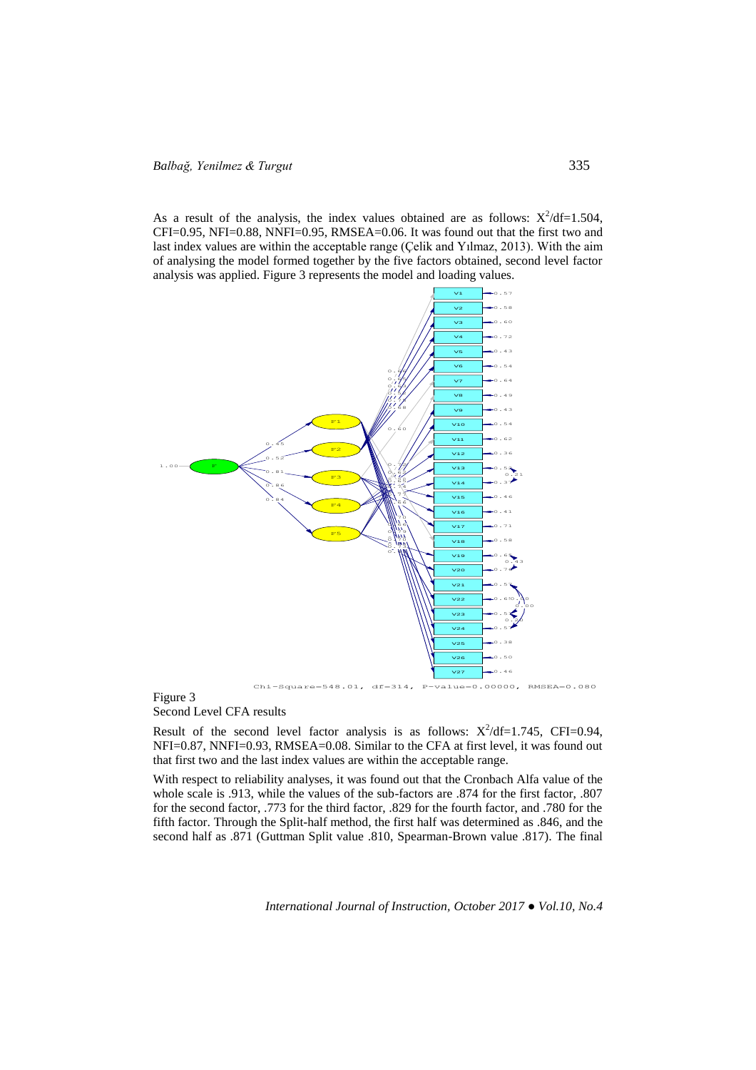As a result of the analysis, the index values obtained are as follows: $X^2$/df=1.504, CFI=0.95, NFI=0.88, NNFI=0.95, RMSEA=0.06. It was found out that the first two and last index values are within the acceptable range (Çelik and Yılmaz, 2013). With the aim of analysing the model formed together by the five factors obtained, second level factor analysis was applied. Figure 3 represents the model and loading values.

Figure 3
Second Level CFA results

Result of the second level factor analysis is as follows: $X^2$/df=1.745, CFI=0.94, NFI=0.87, NNFI=0.93, RMSEA=0.08. Similar to the CFA at first level, it was found out that first two and the last index values are within the acceptable range.

With respect to reliability analyses, it was found out that the Cronbach Alfa value of the whole scale is .913, while the values of the sub-factors are .874 for the first factor, .807 for the second factor, .773 for the third factor, .829 for the fourth factor, and .780 for the fifth factor. Through the Split-half method, the first half was determined as .846, and the second half as .871 (Guttman Split value .810, Spearman-Brown value .817). The final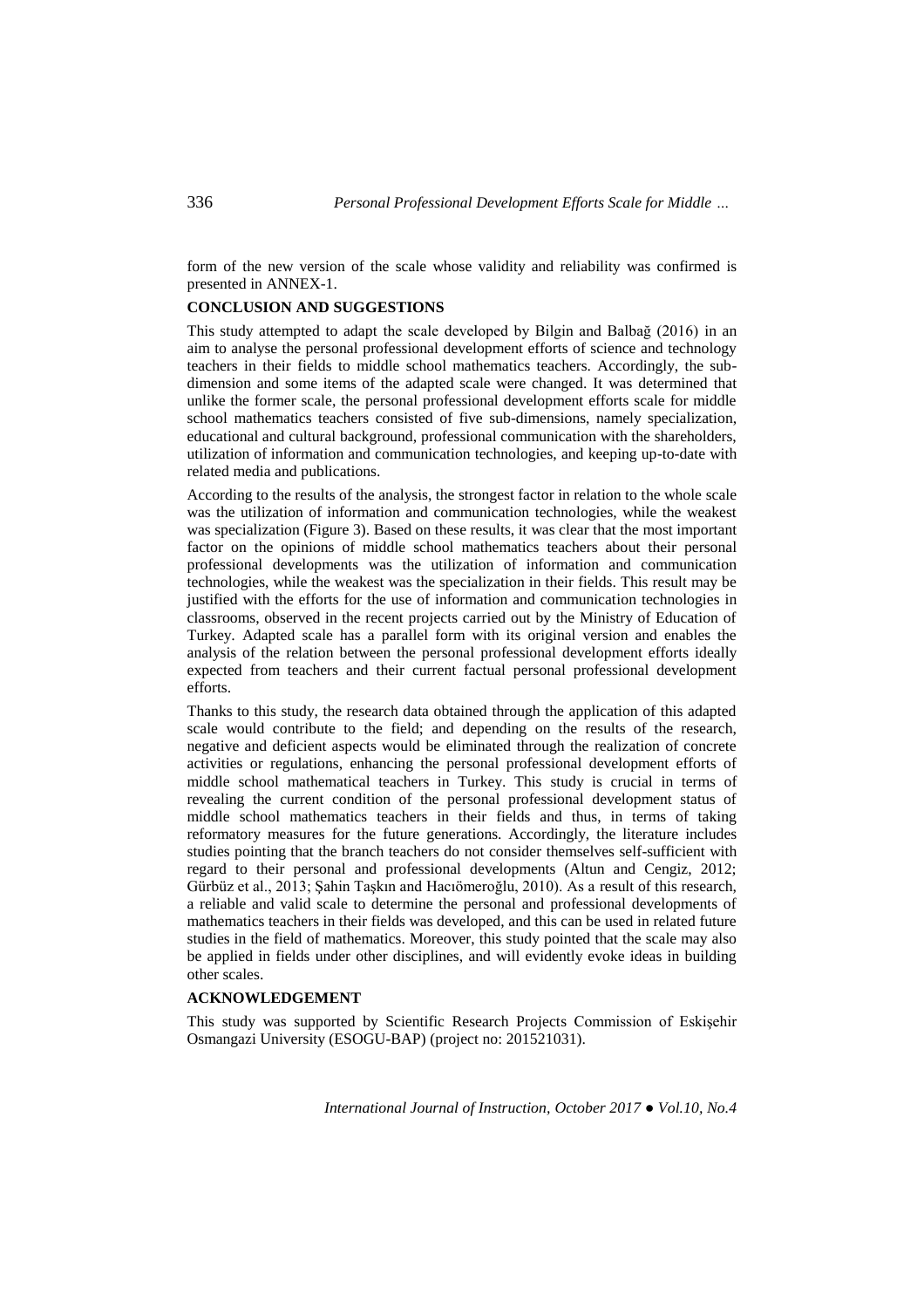form of the new version of the scale whose validity and reliability was confirmed is presented in ANNEX-1.

## CONCLUSION AND SUGGESTIONS

This study attempted to adapt the scale developed by Bilgin and Balbağ (2016) in an aim to analyse the personal professional development efforts of science and technology teachers in their fields to middle school mathematics teachers. Accordingly, the sub-dimension and some items of the adapted scale were changed. It was determined that unlike the former scale, the personal professional development efforts scale for middle school mathematics teachers consisted of five sub-dimensions, namely specialization, educational and cultural background, professional communication with the shareholders, utilization of information and communication technologies, and keeping up-to-date with related media and publications.

According to the results of the analysis, the strongest factor in relation to the whole scale was the utilization of information and communication technologies, while the weakest was specialization (Figure 3). Based on these results, it was clear that the most important factor on the opinions of middle school mathematics teachers about their personal professional developments was the utilization of information and communication technologies, while the weakest was the specialization in their fields. This result may be justified with the efforts for the use of information and communication technologies in classrooms, observed in the recent projects carried out by the Ministry of Education of Turkey. Adapted scale has a parallel form with its original version and enables the analysis of the relation between the personal professional development efforts ideally expected from teachers and their current factual personal professional development efforts.

Thanks to this study, the research data obtained through the application of this adapted scale would contribute to the field; and depending on the results of the research, negative and deficient aspects would be eliminated through the realization of concrete activities or regulations, enhancing the personal professional development efforts of middle school mathematical teachers in Turkey. This study is crucial in terms of revealing the current condition of the personal professional development status of middle school mathematics teachers in their fields and thus, in terms of taking reformatory measures for the future generations. Accordingly, the literature includes studies pointing that the branch teachers do not consider themselves self-sufficient with regard to their personal and professional developments (Altun and Cengiz, 2012; Gürbüz et al., 2013; Şahin Taşkın and Hacıömeroğlu, 2010). As a result of this research, a reliable and valid scale to determine the personal and professional developments of mathematics teachers in their fields was developed, and this can be used in related future studies in the field of mathematics. Moreover, this study pointed that the scale may also be applied in fields under other disciplines, and will evidently evoke ideas in building other scales.

## ACKNOWLEDGEMENT

This study was supported by Scientific Research Projects Commission of Eskişehir Osmangazi University (ESOGU-BAP) (project no: 201521031).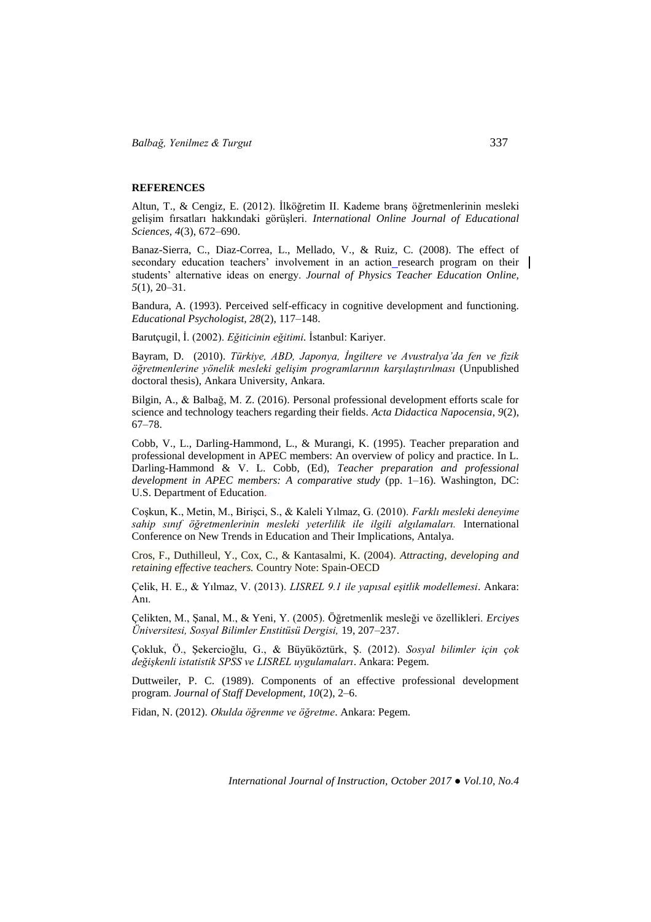**REFERENCES**

Altun, T., & Cengiz, E. (2012). İlköğretim II. Kademe branş öğretmenlerinin mesleki gelişim fırsatları hakkındaki görüşleri. *International Online Journal of Educational Sciences, 4*(3), 672–690.

Banaz-Sierra, C., Diaz-Correa, L., Mellado, V., & Ruiz, C. (2008). The effect of secondary education teachers' involvement in an action_research program on their students' alternative ideas on energy. *Journal of Physics Teacher Education Online, 5*(1), 20–31.

Bandura, A. (1993). Perceived self-efficacy in cognitive development and functioning. *Educational Psychologist, 28*(2), 117–148.

Barutçugil, İ. (2002). *Eğiticinin eğitimi.* İstanbul: Kariyer.

Bayram, D. (2010). *Türkiye, ABD, Japonya, İngiltere ve Avustralya'da fen ve fizik öğretmenlerine yönelik mesleki gelişim programlarının karşılaştırılması* (Unpublished doctoral thesis), Ankara University, Ankara.

Bilgin, A., & Balbağ, M. Z. (2016). Personal professional development efforts scale for science and technology teachers regarding their fields. *Acta Didactica Napocensia*, *9*(2), 67–78.

Cobb, V., L., Darling-Hammond, L., & Murangi, K. (1995). Teacher preparation and professional development in APEC members: An overview of policy and practice. In L. Darling-Hammond & V. L. Cobb, (Ed), *Teacher preparation and professional development in APEC members: A comparative study* (pp. 1–16). Washington, DC: U.S. Department of Education.

Coşkun, K., Metin, M., Birişçi, S., & Kaleli Yılmaz, G. (2010). *Farklı mesleki deneyime sahip sınıf öğretmenlerinin mesleki yeterlilik ile ilgili algılamaları.* International Conference on New Trends in Education and Their Implications, Antalya.

Cros, F., Duthilleul, Y., Cox, C., & Kantasalmi, K. (2004). *Attracting, developing and retaining effective teachers.* Country Note: Spain-OECD

Çelik, H. E., & Yılmaz, V. (2013). *LISREL 9.1 ile yapısal eşitlik modellemesi*. Ankara: Anı.

Çelikten, M., Şanal, M., & Yeni, Y. (2005). Öğretmenlik mesleği ve özellikleri. *Erciyes Üniversitesi, Sosyal Bilimler Enstitüsü Dergisi,* 19, 207–237.

Çokluk, Ö., Şekercioğlu, G., & Büyüköztürk, Ş. (2012). *Sosyal bilimler için çok değişkenli istatistik SPSS ve LISREL uygulamaları*. Ankara: Pegem.

Duttweiler, P. C. (1989). Components of an effective professional development program. *Journal of Staff Development, 10*(2), 2–6.

Fidan, N. (2012). *Okulda öğrenme ve öğretme*. Ankara: Pegem.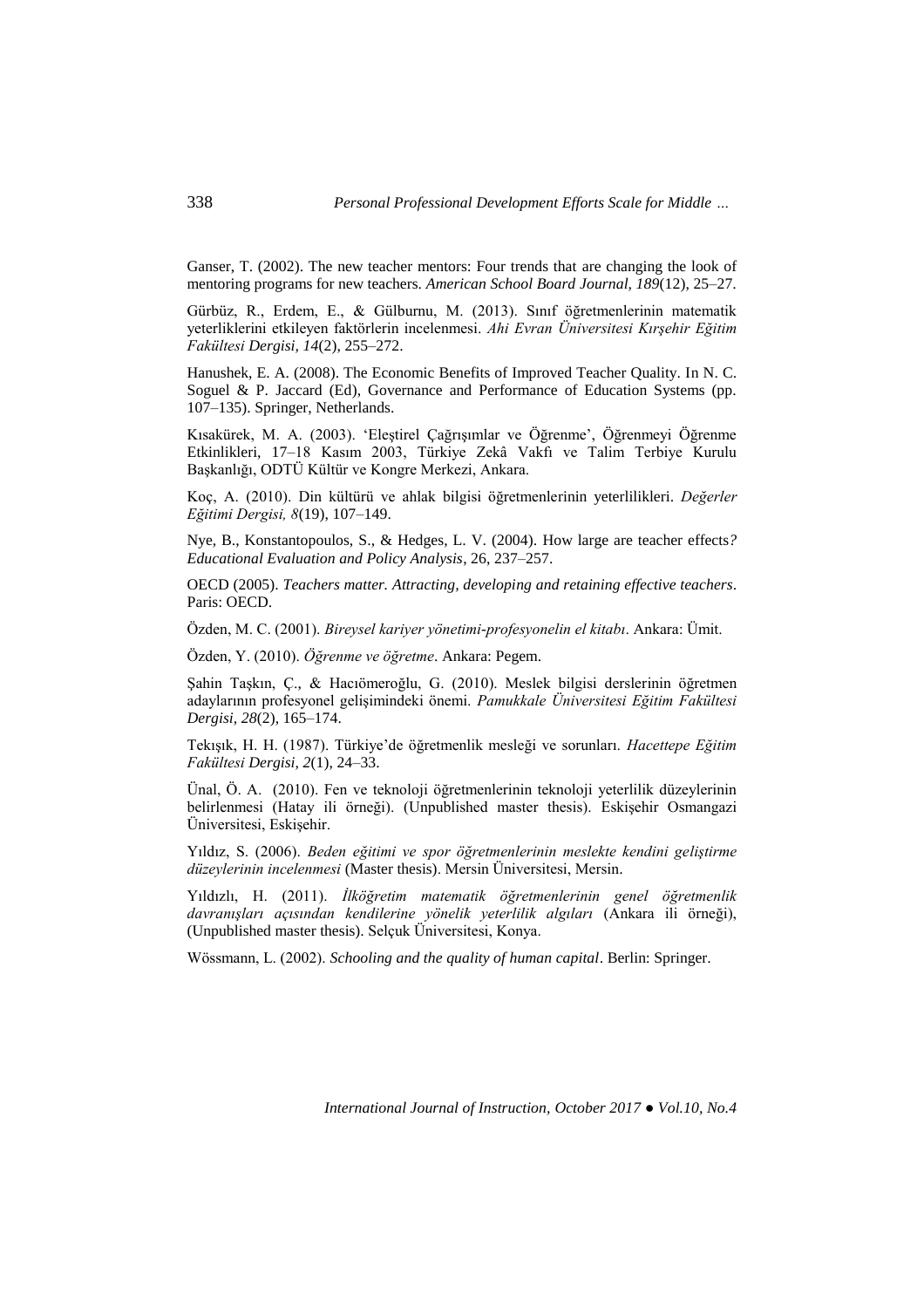Ganser, T. (2002). The new teacher mentors: Four trends that are changing the look of mentoring programs for new teachers. *American School Board Journal, 189*(12), 25–27.

Gürbüz, R., Erdem, E., & Gülburnu, M. (2013). Sınıf öğretmenlerinin matematik yeterliklerini etkileyen faktörlerin incelenmesi. *Ahi Evran Üniversitesi Kırşehir Eğitim Fakültesi Dergisi, 14*(2), 255–272.

Hanushek, E. A. (2008). The Economic Benefits of Improved Teacher Quality. In N. C. Soguel & P. Jaccard (Ed), Governance and Performance of Education Systems (pp. 107–135). Springer, Netherlands.

Kısakürek, M. A. (2003). 'Eleştirel Çağrışımlar ve Öğrenme', Öğrenmeyi Öğrenme Etkinlikleri, 17–18 Kasım 2003, Türkiye Zekâ Vakfı ve Talim Terbiye Kurulu Başkanlığı, ODTÜ Kültür ve Kongre Merkezi, Ankara.

Koç, A. (2010). Din kültürü ve ahlak bilgisi öğretmenlerinin yeterlilikleri. *Değerler Eğitimi Dergisi, 8*(19), 107–149.

Nye, B., Konstantopoulos, S., & Hedges, L. V. (2004). How large are teacher effects*? Educational Evaluation and Policy Analysis*, 26, 237–257.

OECD (2005). *Teachers matter. Attracting, developing and retaining effective teachers*. Paris: OECD.

Özden, M. C. (2001). *Bireysel kariyer yönetimi-profesyonelin el kitabı*. Ankara: Ümit.

Özden, Y. (2010). *Öğrenme ve öğretme*. Ankara: Pegem.

Şahin Taşkın, Ç., & Hacıömeroğlu, G. (2010). Meslek bilgisi derslerinin öğretmen adaylarının profesyonel gelişimindeki önemi. *Pamukkale Üniversitesi Eğitim Fakültesi Dergisi, 28*(2), 165–174.

Tekışık, H. H. (1987). Türkiye'de öğretmenlik mesleği ve sorunları. *Hacettepe Eğitim Fakültesi Dergisi, 2*(1), 24–33.

Ünal, Ö. A. (2010). Fen ve teknoloji öğretmenlerinin teknoloji yeterlilik düzeylerinin belirlenmesi (Hatay ili örneği). (Unpublished master thesis). Eskişehir Osmangazi Üniversitesi, Eskişehir.

Yıldız, S. (2006). *Beden eğitimi ve spor öğretmenlerinin meslekte kendini geliştirme düzeylerinin incelenmesi* (Master thesis). Mersin Üniversitesi, Mersin.

Yıldızlı, H. (2011). *İlköğretim matematik öğretmenlerinin genel öğretmenlik davranışları açısından kendilerine yönelik yeterlilik algıları* (Ankara ili örneği), (Unpublished master thesis). Selçuk Üniversitesi, Konya.

Wössmann, L. (2002). *Schooling and the quality of human capital*. Berlin: Springer.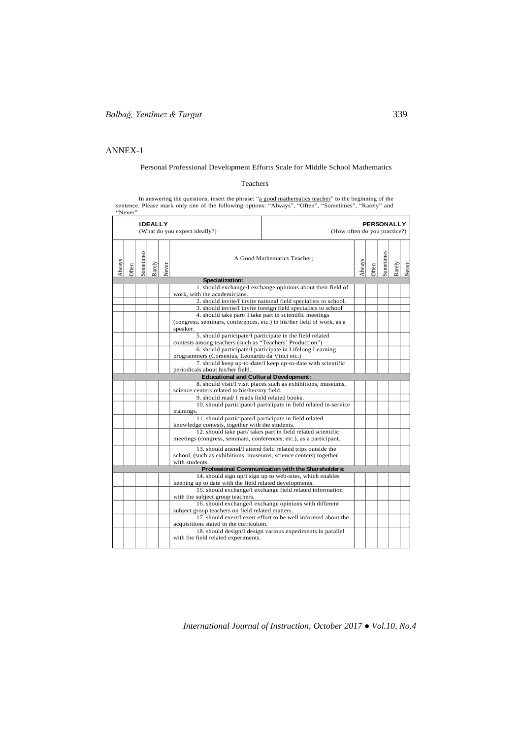## ANNEX-1

Personal Professional Development Efforts Scale for Middle School Mathematics Teachers

In answering the questions, insert the phrase: "a good mathematics teacher" to the beginning of the sentence. Please mark only one of the following options: "Always", "Often", "Sometimes", "Rarely" and "Never".

| **IDEALLY** (What do you expect ideally?) | | | | | | **PERSONALLY** (How often do you practice?) | | | | |
|---|---|---|---|---|---|---|---|---|---|---|
| Always | Often | Sometimes | Rarely | Never | A Good Mathematics Teacher; | Always | Often | Sometimes | Rarely | Never |
| | | | | | **Specialization:** | | | | | |
| | | | | | 1. should exchange/I exchange opinions about their field of work, with the academicians. | | | | | |
| | | | | | 2. should invite/I invite national field specialists to school. | | | | | |
| | | | | | 3. should invite/I invite foreign field specialists to school | | | | | |
| | | | | | 4. should take part/ I take part in scientific meetings (congress, seminars, conferences, etc.) in his/her field of work, as a speaker. | | | | | |
| | | | | | 5. should participate/I participate in the field related contests among teachers (such as "Teachers' Production") | | | | | |
| | | | | | 6. should participate/I participate in Lifelong Learning programmers (Comenius, Leonardo da Vinci etc.) | | | | | |
| | | | | | 7. should keep up-to-date/I keep up-to-date with scientific periodicals about his/her field. | | | | | |
| | | | | | **Educational and Cultural Development:** | | | | | |
| | | | | | 8. should visit/I visit places such as exhibitions, museums, science centers related to his/her/my field. | | | | | |
| | | | | | 9. should read/ I reads field related books. | | | | | |
| | | | | | 10. should participate/I participate in field related in-service trainings. | | | | | |
| | | | | | 11. should participate/I participate in field related knowledge contests, together with the students. | | | | | |
| | | | | | 12. should take part/ takes part in field related scientific meetings (congress, seminars, conferences, etc.), as a participant. | | | | | |
| | | | | | 13. should attend/I attend field related trips outside the school, (such as exhibitions, museums, science centers) together with students. | | | | | |
| | | | | | **Professional Communication with the Shareholders:** | | | | | |
| | | | | | 14. should sign up/I sign up to web-sites, which enables keeping up to date with the field related developments. | | | | | |
| | | | | | 15. should exchange/I exchange field related information with the subject group teachers. | | | | | |
| | | | | | 16. should exchange/I exchange opinions with different subject group teachers on field related matters. | | | | | |
| | | | | | 17. should exert/I exert effort to be well informed about the acquisitions stated in the curriculum. | | | | | |
| | | | | | 18. should design/I design various experiments in parallel with the field related experiments. | | | | | |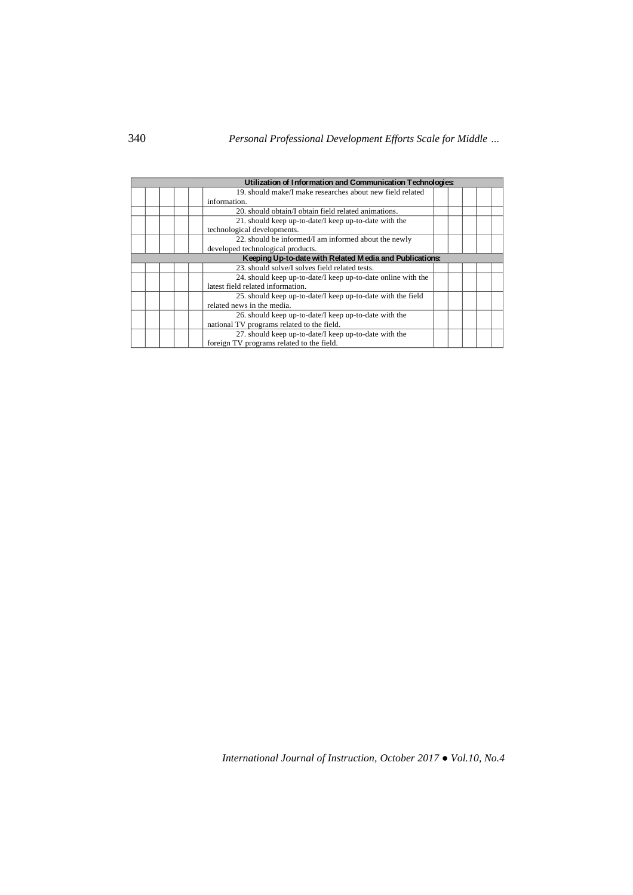| | | | | | | | | |
|---|---|---|---|---|---|---|---|---|---|---|
| **Utilization of Information and Communication Technologies:** | | | | | | | | | | |
| | | | | | 19. should make/I make researches about new field related information. | | | | | |
| | | | | | 20. should obtain/I obtain field related animations. | | | | | |
| | | | | | 21. should keep up-to-date/I keep up-to-date with the technological developments. | | | | | |
| | | | | | 22. should be informed/I am informed about the newly developed technological products. | | | | | |
| **Keeping Up-to-date with Related Media and Publications:** | | | | | | | | | | |
| | | | | | 23. should solve/I solves field related tests. | | | | | |
| | | | | | 24. should keep up-to-date/I keep up-to-date online with the latest field related information. | | | | | |
| | | | | | 25. should keep up-to-date/I keep up-to-date with the field related news in the media. | | | | | |
| | | | | | 26. should keep up-to-date/I keep up-to-date with the national TV programs related to the field. | | | | | |
| | | | | | 27. should keep up-to-date/I keep up-to-date with the foreign TV programs related to the field. | | | | | |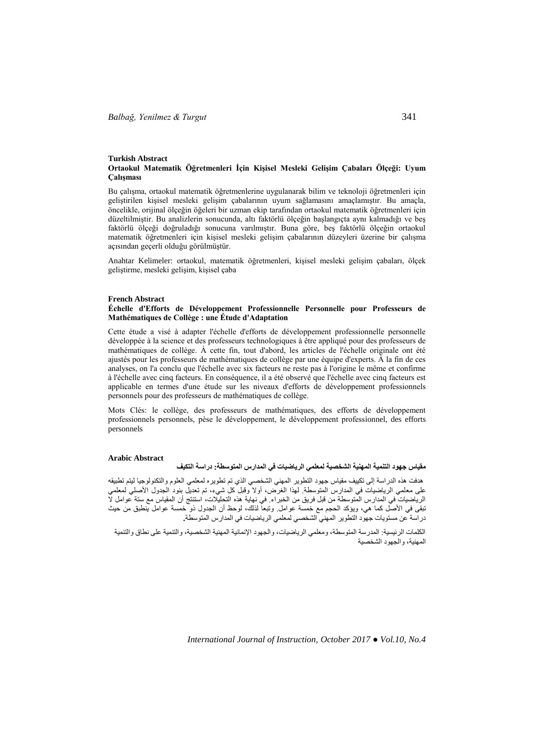## Turkish Abstract

### Ortaokul Matematik Öğretmenleri İçin Kişisel Mesleki Gelişim Çabaları Ölçeği: Uyum Çalışması

Bu çalışma, ortaokul matematik öğretmenlerine uygulanarak bilim ve teknoloji öğretmenleri için geliştirilen kişisel mesleki gelişim çabalarının uyum sağlamasını amaçlamıştır. Bu amaçla, öncelikle, orijinal ölçeğin öğeleri bir uzman ekip tarafından ortaokul matematik öğretmenleri için düzeltilmiştir. Bu analizlerin sonucunda, altı faktörlü ölçeğin başlangıçta aynı kalmadığı ve beş faktörlü ölçeği doğruladığı sonucuna varılmıştır. Buna göre, beş faktörlü ölçeğin ortaokul matematik öğretmenleri için kişisel mesleki gelişim çabalarının düzeyleri üzerine bir çalışma açısından geçerli olduğu görülmüştür.

Anahtar Kelimeler: ortaokul, matematik öğretmenleri, kişisel mesleki gelişim çabaları, ölçek geliştirme, mesleki gelişim, kişisel çaba

## French Abstract

### Échelle d'Efforts de Développement Professionnelle Personnelle pour Professeurs de Mathématiques de Collège : une Étude d'Adaptation

Cette étude a visé à adapter l'échelle d'efforts de développement professionnelle personnelle développée à la science et des professeurs technologiques à être appliqué pour des professeurs de mathématiques de collège. À cette fin, tout d'abord, les articles de l'échelle originale ont été ajustés pour les professeurs de mathématiques de collège par une équipe d'experts. À la fin de ces analyses, on l'a conclu que l'échelle avec six facteurs ne reste pas à l'origine le même et confirme à l'échelle avec cinq facteurs. En conséquence, il a été observé que l'échelle avec cinq facteurs est applicable en termes d'une étude sur les niveaux d'efforts de développement professionnels personnels pour des professeurs de mathématiques de collège.

Mots Clés: le collège, des professeurs de mathématiques, des efforts de développement professionnels personnels, pèse le développement, le développement professionnel, des efforts personnels

## Arabic Abstract

### مقياس جهود التنمية المهنية الشخصية لمعلمي الرياضيات في المدارس المتوسطة: دراسة التكيف

هدفت هذه الدراسة إلى تكييف مقياس جهود التطوير المهني الشخصي الذي تم تطويره لمعلمي العلوم والتكنولوجيا ليتم تطبيقه على معلمي الرياضيات في المدارس المتوسطة. لهذا الغرض، أولا وقبل كل شيء، تم تعديل بنود الجدول الأصلي لمعلمي الرياضيات في المدارس المتوسطة من قبل فريق من الخبراء. في نهاية هذه التحليلات، استنتج أن المقياس مع ستة عوامل لا تبقى في الأصل كما هي، ويؤكد الحجم مع خمسة عوامل. وتبعا لذلك، لوحظ أن الجدول ذو خمسة عوامل ينطبق من حيث دراسة عن مستويات جهود التطوير المهني الشخصي لمعلمي الرياضيات في المدارس المتوسطة.

الكلمات الرئيسية: المدرسة المتوسطة، ومعلمي الرياضيات، والجهود الإنمائية المهنية الشخصية، والتنمية على نطاق والتنمية المهنية، والجهود الشخصية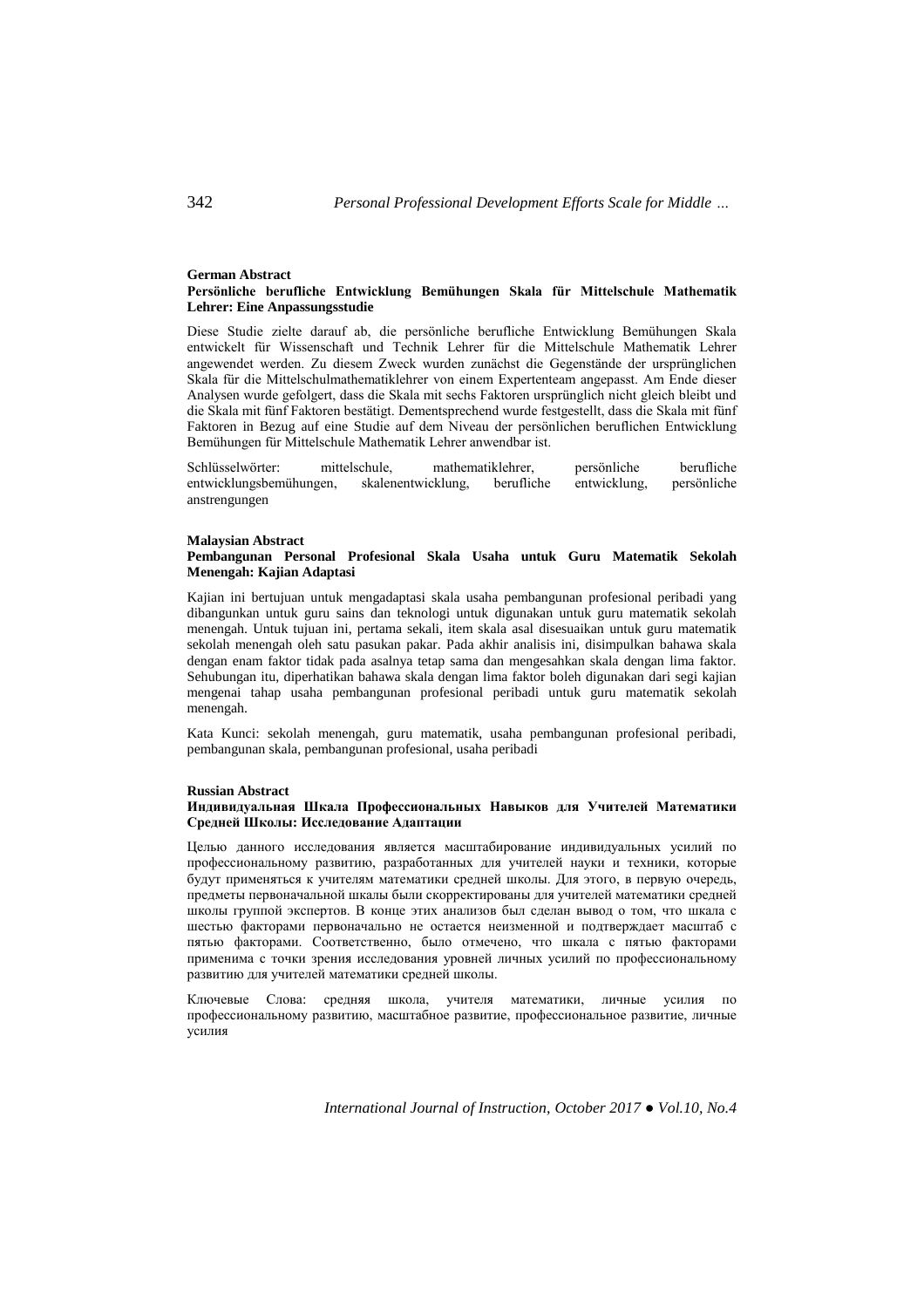**German Abstract**

**Persönliche berufliche Entwicklung Bemühungen Skala für Mittelschule Mathematik Lehrer: Eine Anpassungsstudie**

Diese Studie zielte darauf ab, die persönliche berufliche Entwicklung Bemühungen Skala entwickelt für Wissenschaft und Technik Lehrer für die Mittelschule Mathematik Lehrer angewendet werden. Zu diesem Zweck wurden zunächst die Gegenstände der ursprünglichen Skala für die Mittelschulmathematiklehrer von einem Expertenteam angepasst. Am Ende dieser Analysen wurde gefolgert, dass die Skala mit sechs Faktoren ursprünglich nicht gleich bleibt und die Skala mit fünf Faktoren bestätigt. Dementsprechend wurde festgestellt, dass die Skala mit fünf Faktoren in Bezug auf eine Studie auf dem Niveau der persönlichen beruflichen Entwicklung Bemühungen für Mittelschule Mathematik Lehrer anwendbar ist.

Schlüsselwörter: mittelschule, mathematiklehrer, persönliche berufliche entwicklungsbemühungen, skalenentwicklung, berufliche entwicklung, persönliche anstrengungen

**Malaysian Abstract**

**Pembangunan Personal Profesional Skala Usaha untuk Guru Matematik Sekolah Menengah: Kajian Adaptasi**

Kajian ini bertujuan untuk mengadaptasi skala usaha pembangunan profesional peribadi yang dibangunkan untuk guru sains dan teknologi untuk digunakan untuk guru matematik sekolah menengah. Untuk tujuan ini, pertama sekali, item skala asal disesuaikan untuk guru matematik sekolah menengah oleh satu pasukan pakar. Pada akhir analisis ini, disimpulkan bahawa skala dengan enam faktor tidak pada asalnya tetap sama dan mengesahkan skala dengan lima faktor. Sehubungan itu, diperhatikan bahawa skala dengan lima faktor boleh digunakan dari segi kajian mengenai tahap usaha pembangunan profesional peribadi untuk guru matematik sekolah menengah.

Kata Kunci: sekolah menengah, guru matematik, usaha pembangunan profesional peribadi, pembangunan skala, pembangunan profesional, usaha peribadi

**Russian Abstract**

**Индивидуальная Шкала Профессиональных Навыков для Учителей Математики Средней Школы: Исследование Адаптации**

Целью данного исследования является масштабирование индивидуальных усилий по профессиональному развитию, разработанных для учителей науки и техники, которые будут применяться к учителям математики средней школы. Для этого, в первую очередь, предметы первоначальной шкалы были скорректированы для учителей математики средней школы группой экспертов. В конце этих анализов был сделан вывод о том, что шкала с шестью факторами первоначально не остается неизменной и подтверждает масштаб с пятью факторами. Соответственно, было отмечено, что шкала с пятью факторами применима с точки зрения исследования уровней личных усилий по профессиональному развитию для учителей математики средней школы.

Ключевые Слова: средняя школа, учителя математики, личные усилия по профессиональному развитию, масштабное развитие, профессиональное развитие, личные усилия